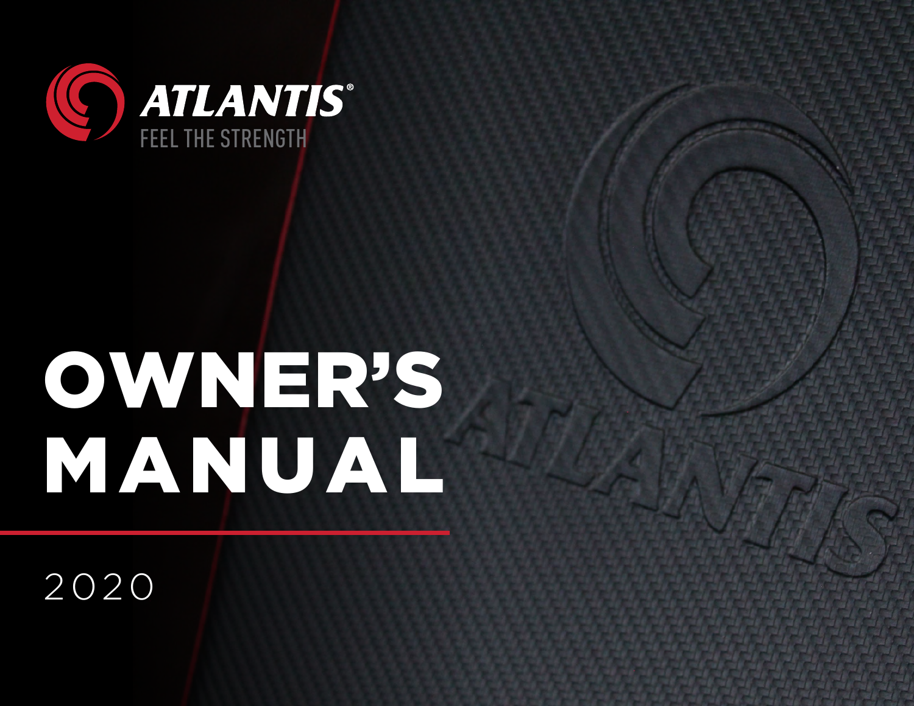ATLANTIS®

FEEL THE STRENGTH

# OWNER'S MANUAL

2020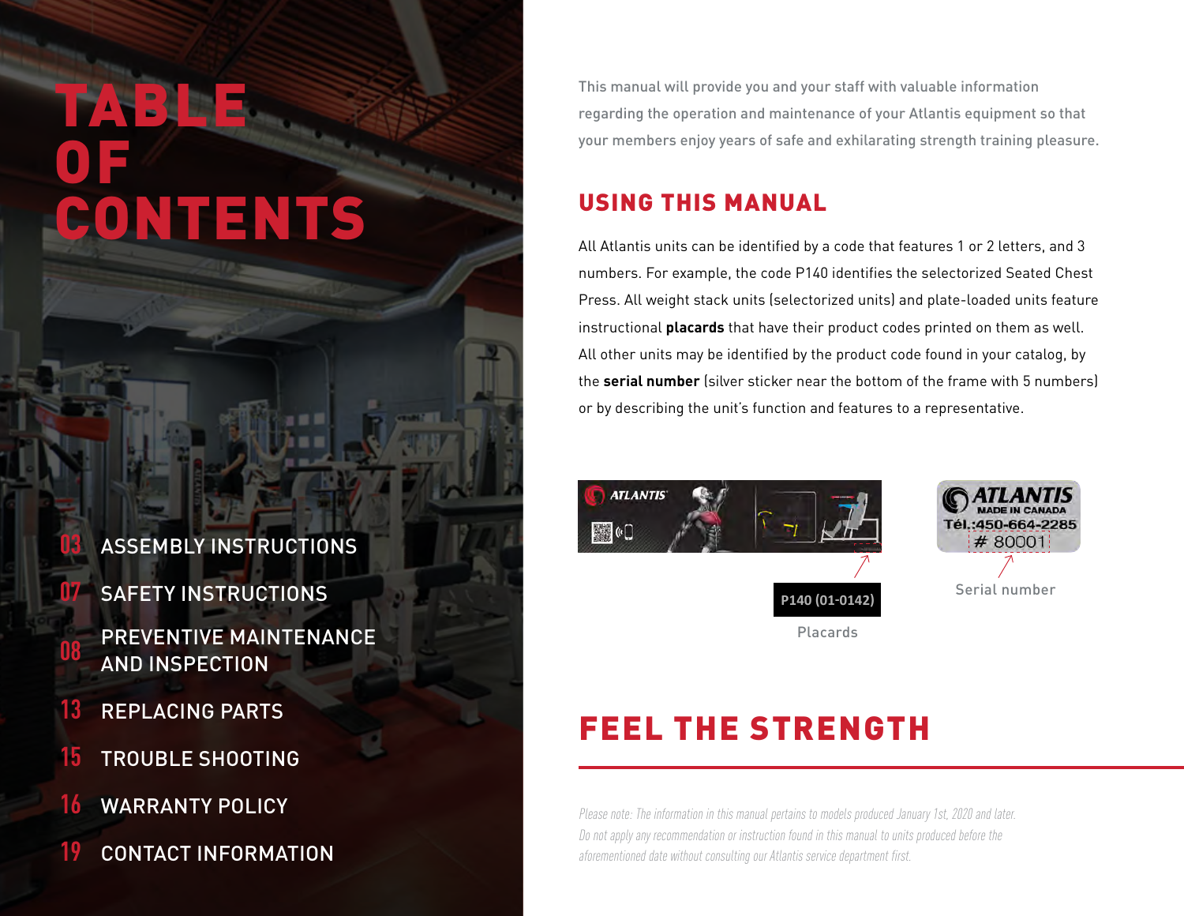# TABLE OF CONTENTS

03 ASSEMBLY INSTRUCTIONS

07 SAFETY INSTRUCTIONS

08 PREVENTIVE MAINTENANCE AND INSPECTION

13 REPLACING PARTS

15 TROUBLE SHOOTING

16 WARRANTY POLICY

19 CONTACT INFORMATION

This manual will provide you and your staff with valuable information regarding the operation and maintenance of your Atlantis equipment so that your members enjoy years of safe and exhilarating strength training pleasure.

## USING THIS MANUAL

All Atlantis units can be identified by a code that features 1 or 2 letters, and 3 numbers. For example, the code P140 identifies the selectorized Seated Chest Press. All weight stack units (selectorized units) and plate-loaded units feature instructional **placards** that have their product codes printed on them as well. All other units may be identified by the product code found in your catalog, by the **serial number** (silver sticker near the bottom of the frame with 5 numbers) or by describing the unit's function and features to a representative.

P140 (01-0142)

Placards

ATLANTIS MADE IN CANADA Tél.:450-664-2285 # 80001

Serial number

## FEEL THE STRENGTH

*Please note: The information in this manual pertains to models produced January 1st, 2020 and later. Do not apply any recommendation or instruction found in this manual to units produced before the aforementioned date without consulting our Atlantis service department first.*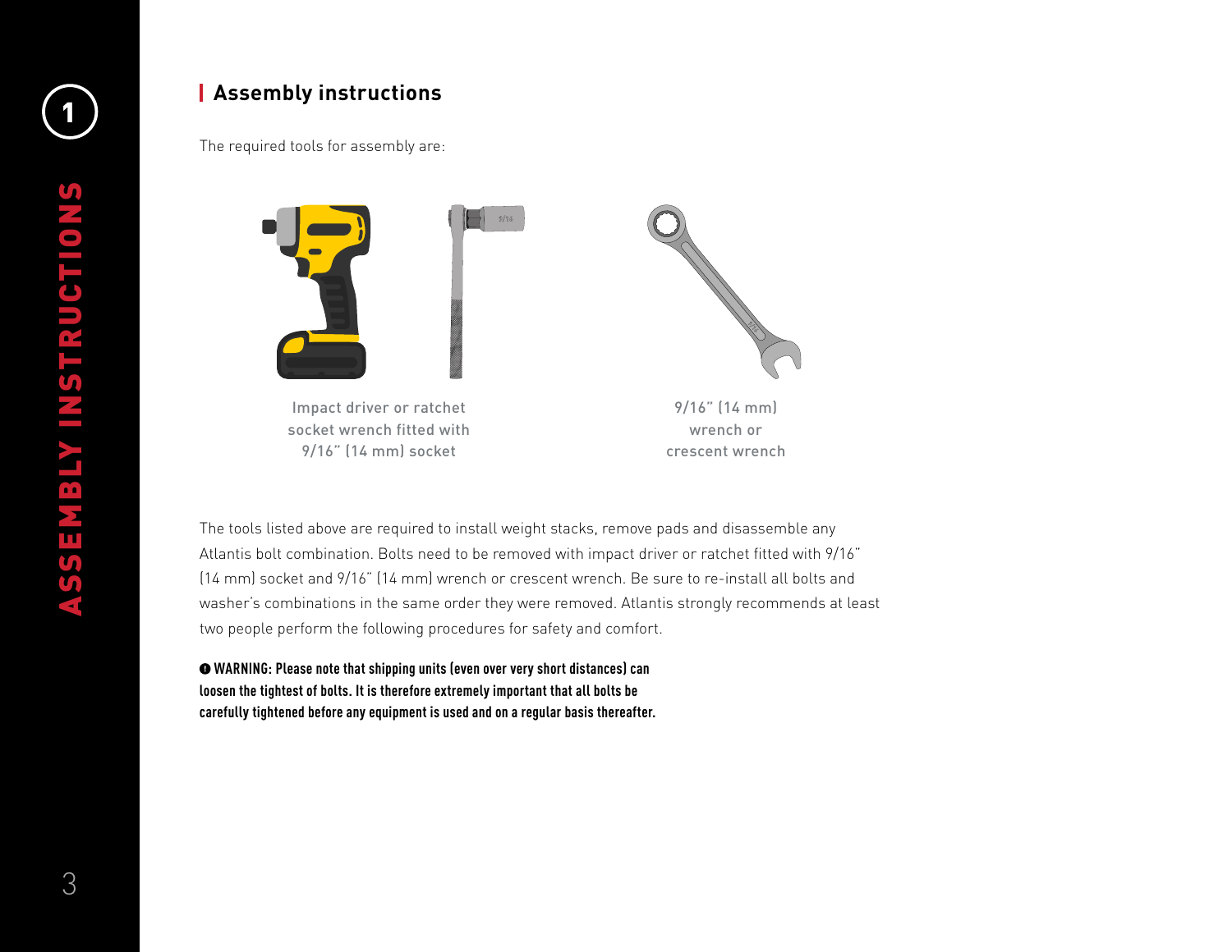## Assembly instructions

The required tools for assembly are:

Impact driver or ratchet socket wrench fitted with 9/16" (14 mm) socket

9/16" (14 mm) wrench or crescent wrench

The tools listed above are required to install weight stacks, remove pads and disassemble any Atlantis bolt combination. Bolts need to be removed with impact driver or ratchet fitted with 9/16" (14 mm) socket and 9/16" (14 mm) wrench or crescent wrench. Be sure to re-install all bolts and washer's combinations in the same order they were removed. Atlantis strongly recommends at least two people perform the following procedures for safety and comfort.

**❶ WARNING: Please note that shipping units (even over very short distances) can loosen the tightest of bolts. It is therefore extremely important that all bolts be carefully tightened before any equipment is used and on a regular basis thereafter.**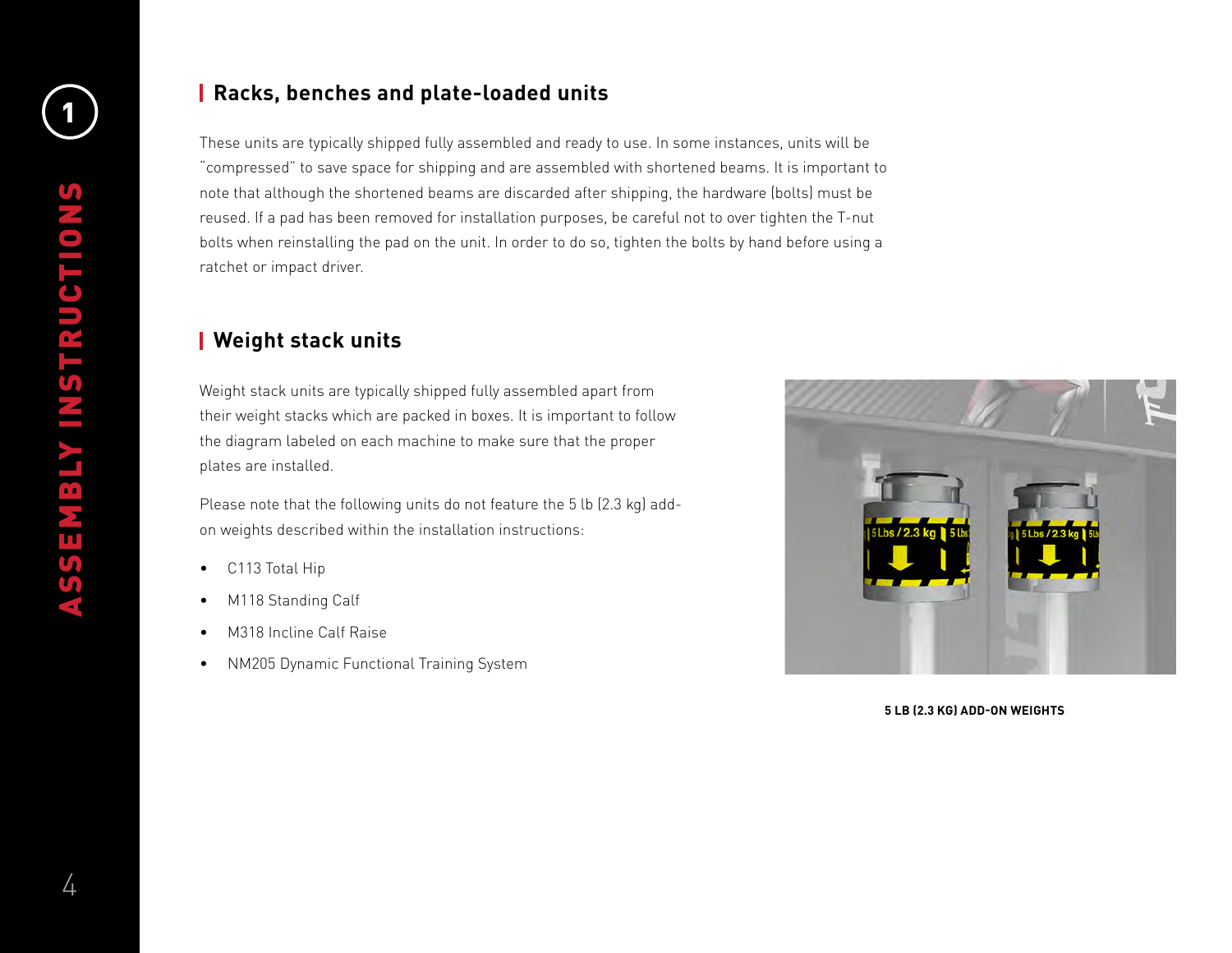## Racks, benches and plate-loaded units

These units are typically shipped fully assembled and ready to use. In some instances, units will be "compressed" to save space for shipping and are assembled with shortened beams. It is important to note that although the shortened beams are discarded after shipping, the hardware (bolts) must be reused. If a pad has been removed for installation purposes, be careful not to over tighten the T-nut bolts when reinstalling the pad on the unit. In order to do so, tighten the bolts by hand before using a ratchet or impact driver.

## Weight stack units

Weight stack units are typically shipped fully assembled apart from their weight stacks which are packed in boxes. It is important to follow the diagram labeled on each machine to make sure that the proper plates are installed.

Please note that the following units do not feature the 5 lb (2.3 kg) add-on weights described within the installation instructions:

- C113 Total Hip
- M118 Standing Calf
- M318 Incline Calf Raise
- NM205 Dynamic Functional Training System

5 LB (2.3 KG) ADD-ON WEIGHTS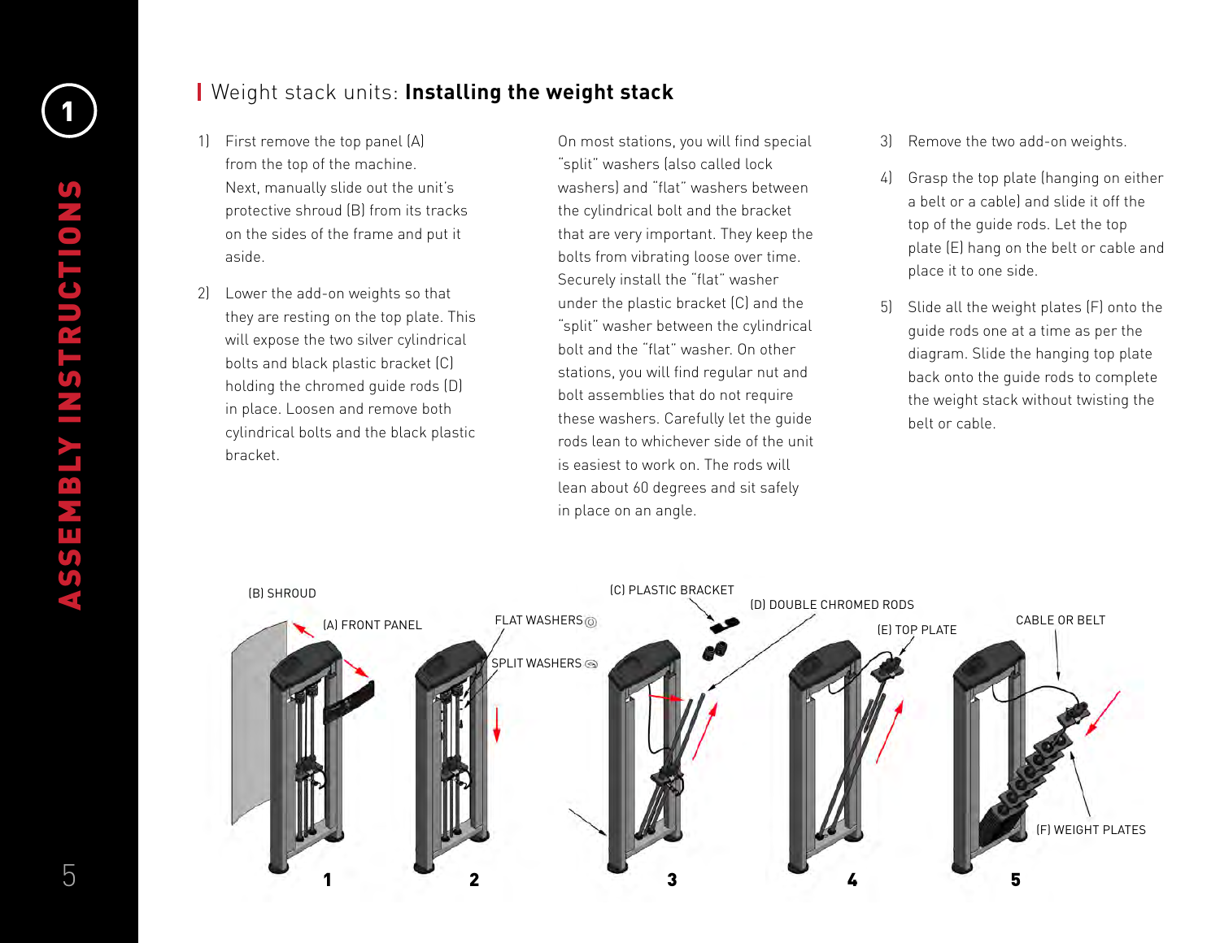# Weight stack units: **Installing the weight stack**

1) First remove the top panel (A) from the top of the machine. Next, manually slide out the unit's protective shroud (B) from its tracks on the sides of the frame and put it aside.

2) Lower the add-on weights so that they are resting on the top plate. This will expose the two silver cylindrical bolts and black plastic bracket (C) holding the chromed guide rods (D) in place. Loosen and remove both cylindrical bolts and the black plastic bracket.

On most stations, you will find special "split" washers (also called lock washers) and "flat" washers between the cylindrical bolt and the bracket that are very important. They keep the bolts from vibrating loose over time. Securely install the "flat" washer under the plastic bracket (C) and the "split" washer between the cylindrical bolt and the "flat" washer. On other stations, you will find regular nut and bolt assemblies that do not require these washers. Carefully let the guide rods lean to whichever side of the unit is easiest to work on. The rods will lean about 60 degrees and sit safely in place on an angle.

3) Remove the two add-on weights.

4) Grasp the top plate (hanging on either a belt or a cable) and slide it off the top of the guide rods. Let the top plate (E) hang on the belt or cable and place it to one side.

5) Slide all the weight plates (F) onto the guide rods one at a time as per the diagram. Slide the hanging top plate back onto the guide rods to complete the weight stack without twisting the belt or cable.

(B) SHROUD
(A) FRONT PANEL
FLAT WASHERS
SPLIT WASHERS
(C) PLASTIC BRACKET
(D) DOUBLE CHROMED RODS
(E) TOP PLATE
CABLE OR BELT
(F) WEIGHT PLATES

1 2 3 4 5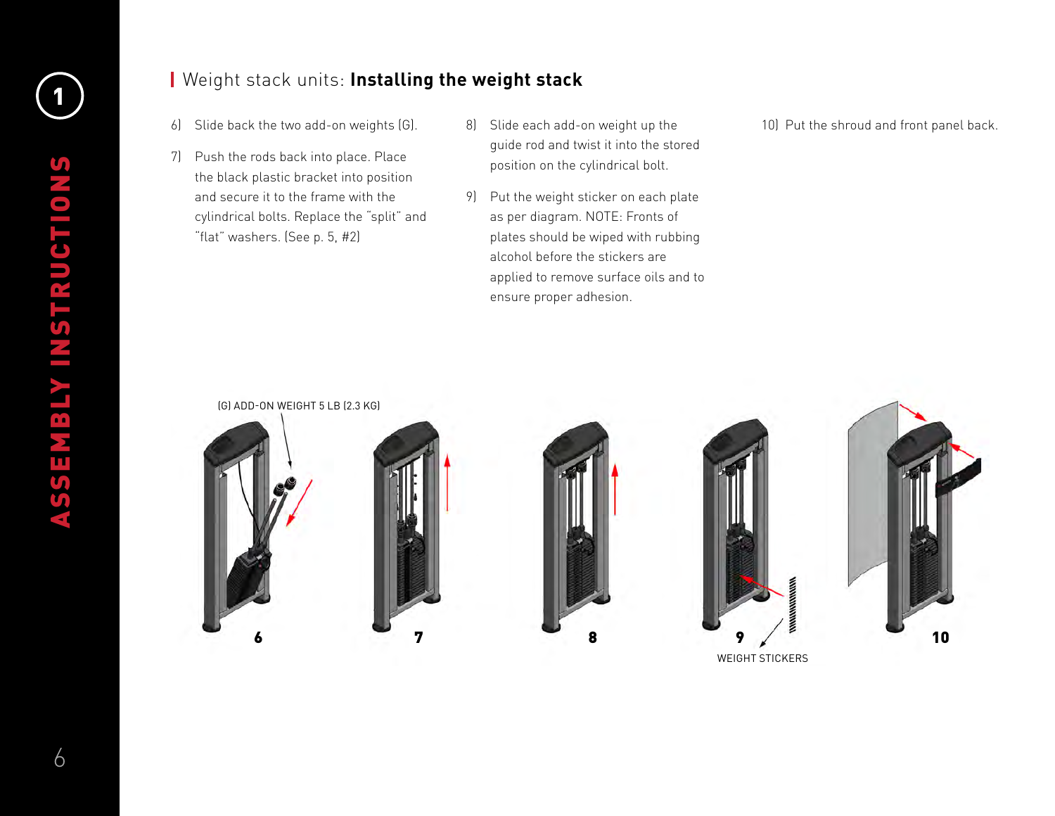## Weight stack units: **Installing the weight stack**

6) Slide back the two add-on weights (G).

7) Push the rods back into place. Place the black plastic bracket into position and secure it to the frame with the cylindrical bolts. Replace the "split" and "flat" washers. (See p. 5, #2)

8) Slide each add-on weight up the guide rod and twist it into the stored position on the cylindrical bolt.

9) Put the weight sticker on each plate as per diagram. NOTE: Fronts of plates should be wiped with rubbing alcohol before the stickers are applied to remove surface oils and to ensure proper adhesion.

10) Put the shroud and front panel back.

(G) ADD-ON WEIGHT 5 LB (2.3 KG)

6

7

8

9

10

WEIGHT STICKERS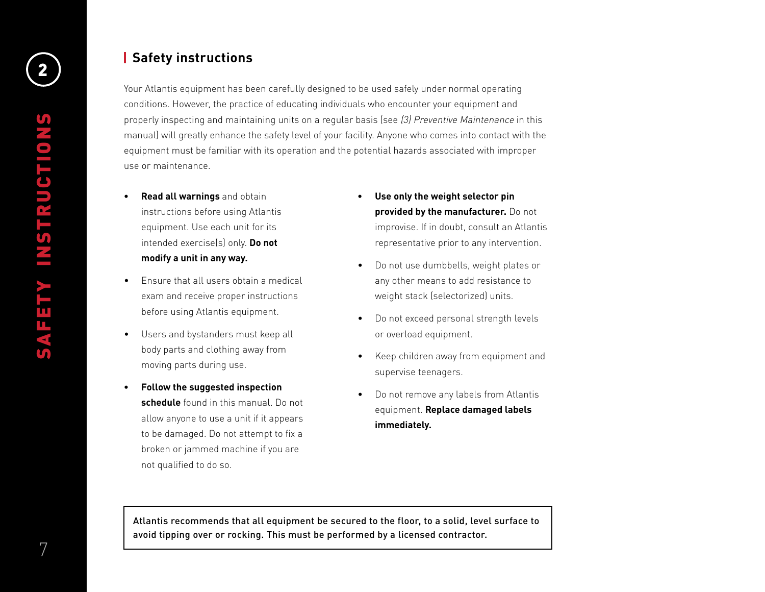## Safety instructions

Your Atlantis equipment has been carefully designed to be used safely under normal operating conditions. However, the practice of educating individuals who encounter your equipment and properly inspecting and maintaining units on a regular basis (see *(3) Preventive Maintenance* in this manual) will greatly enhance the safety level of your facility. Anyone who comes into contact with the equipment must be familiar with its operation and the potential hazards associated with improper use or maintenance.

- **Read all warnings** and obtain instructions before using Atlantis equipment. Use each unit for its intended exercise(s) only. **Do not modify a unit in any way.**
- Ensure that all users obtain a medical exam and receive proper instructions before using Atlantis equipment.
- Users and bystanders must keep all body parts and clothing away from moving parts during use.
- **Follow the suggested inspection schedule** found in this manual. Do not allow anyone to use a unit if it appears to be damaged. Do not attempt to fix a broken or jammed machine if you are not qualified to do so.
- **Use only the weight selector pin provided by the manufacturer.** Do not improvise. If in doubt, consult an Atlantis representative prior to any intervention.
- Do not use dumbbells, weight plates or any other means to add resistance to weight stack (selectorized) units.
- Do not exceed personal strength levels or overload equipment.
- Keep children away from equipment and supervise teenagers.
- Do not remove any labels from Atlantis equipment. **Replace damaged labels immediately.**

Atlantis recommends that all equipment be secured to the floor, to a solid, level surface to avoid tipping over or rocking. This must be performed by a licensed contractor.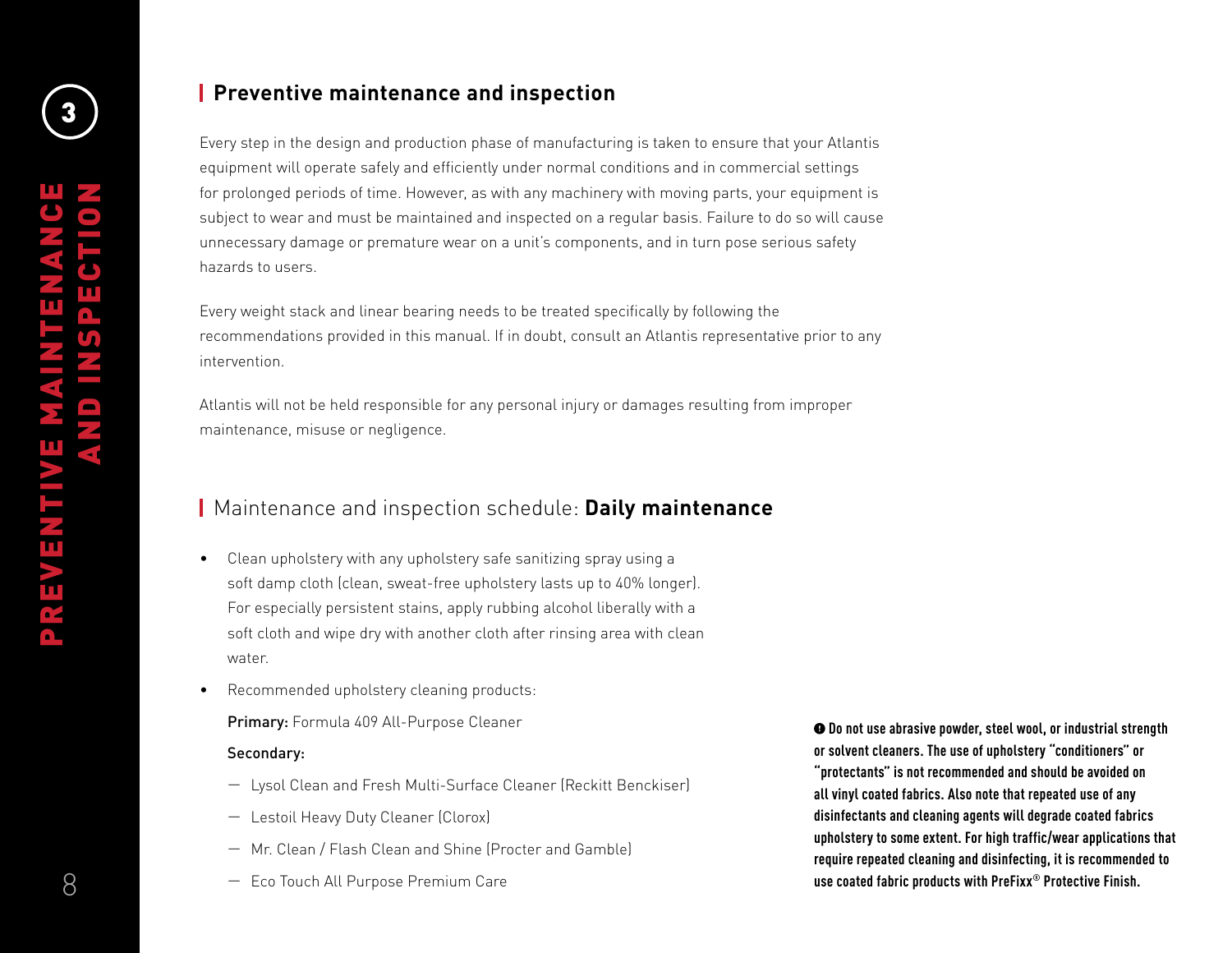## Preventive maintenance and inspection

Every step in the design and production phase of manufacturing is taken to ensure that your Atlantis equipment will operate safely and efficiently under normal conditions and in commercial settings for prolonged periods of time. However, as with any machinery with moving parts, your equipment is subject to wear and must be maintained and inspected on a regular basis. Failure to do so will cause unnecessary damage or premature wear on a unit's components, and in turn pose serious safety hazards to users.

Every weight stack and linear bearing needs to be treated specifically by following the recommendations provided in this manual. If in doubt, consult an Atlantis representative prior to any intervention.

Atlantis will not be held responsible for any personal injury or damages resulting from improper maintenance, misuse or negligence.

## Maintenance and inspection schedule: **Daily maintenance**

- Clean upholstery with any upholstery safe sanitizing spray using a soft damp cloth (clean, sweat-free upholstery lasts up to 40% longer). For especially persistent stains, apply rubbing alcohol liberally with a soft cloth and wipe dry with another cloth after rinsing area with clean water.
- Recommended upholstery cleaning products:

  **Primary:** Formula 409 All-Purpose Cleaner

  **Secondary:**

  - Lysol Clean and Fresh Multi-Surface Cleaner (Reckitt Benckiser)
  - Lestoil Heavy Duty Cleaner (Clorox)
  - Mr. Clean / Flash Clean and Shine (Procter and Gamble)
  - Eco Touch All Purpose Premium Care

**❶ Do not use abrasive powder, steel wool, or industrial strength or solvent cleaners. The use of upholstery "conditioners" or "protectants" is not recommended and should be avoided on all vinyl coated fabrics. Also note that repeated use of any disinfectants and cleaning agents will degrade coated fabrics upholstery to some extent. For high traffic/wear applications that require repeated cleaning and disinfecting, it is recommended to use coated fabric products with PreFixx® Protective Finish.**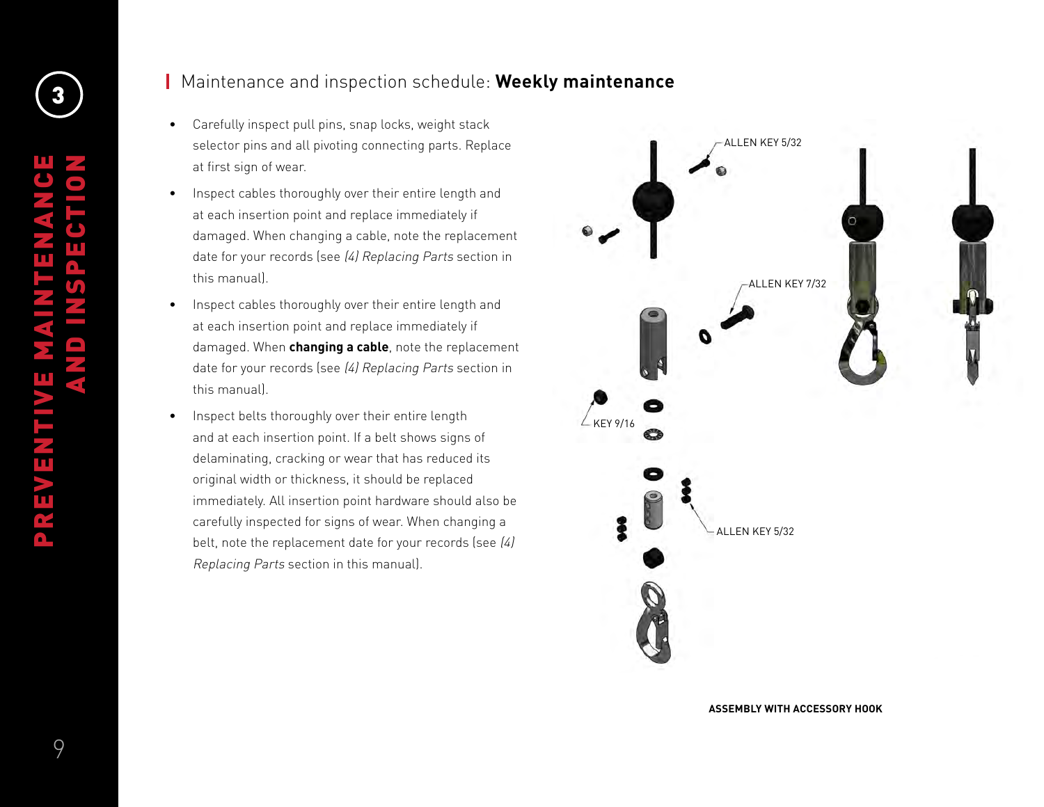## Maintenance and inspection schedule: **Weekly maintenance**

- Carefully inspect pull pins, snap locks, weight stack selector pins and all pivoting connecting parts. Replace at first sign of wear.
- Inspect cables thoroughly over their entire length and at each insertion point and replace immediately if damaged. When changing a cable, note the replacement date for your records (see *(4) Replacing Parts* section in this manual).
- Inspect cables thoroughly over their entire length and at each insertion point and replace immediately if damaged. When **changing a cable**, note the replacement date for your records (see *(4) Replacing Parts* section in this manual).
- Inspect belts thoroughly over their entire length and at each insertion point. If a belt shows signs of delaminating, cracking or wear that has reduced its original width or thickness, it should be replaced immediately. All insertion point hardware should also be carefully inspected for signs of wear. When changing a belt, note the replacement date for your records (see *(4) Replacing Parts* section in this manual).

ALLEN KEY 5/32

ALLEN KEY 7/32

KEY 9/16

ALLEN KEY 5/32

**ASSEMBLY WITH ACCESSORY HOOK**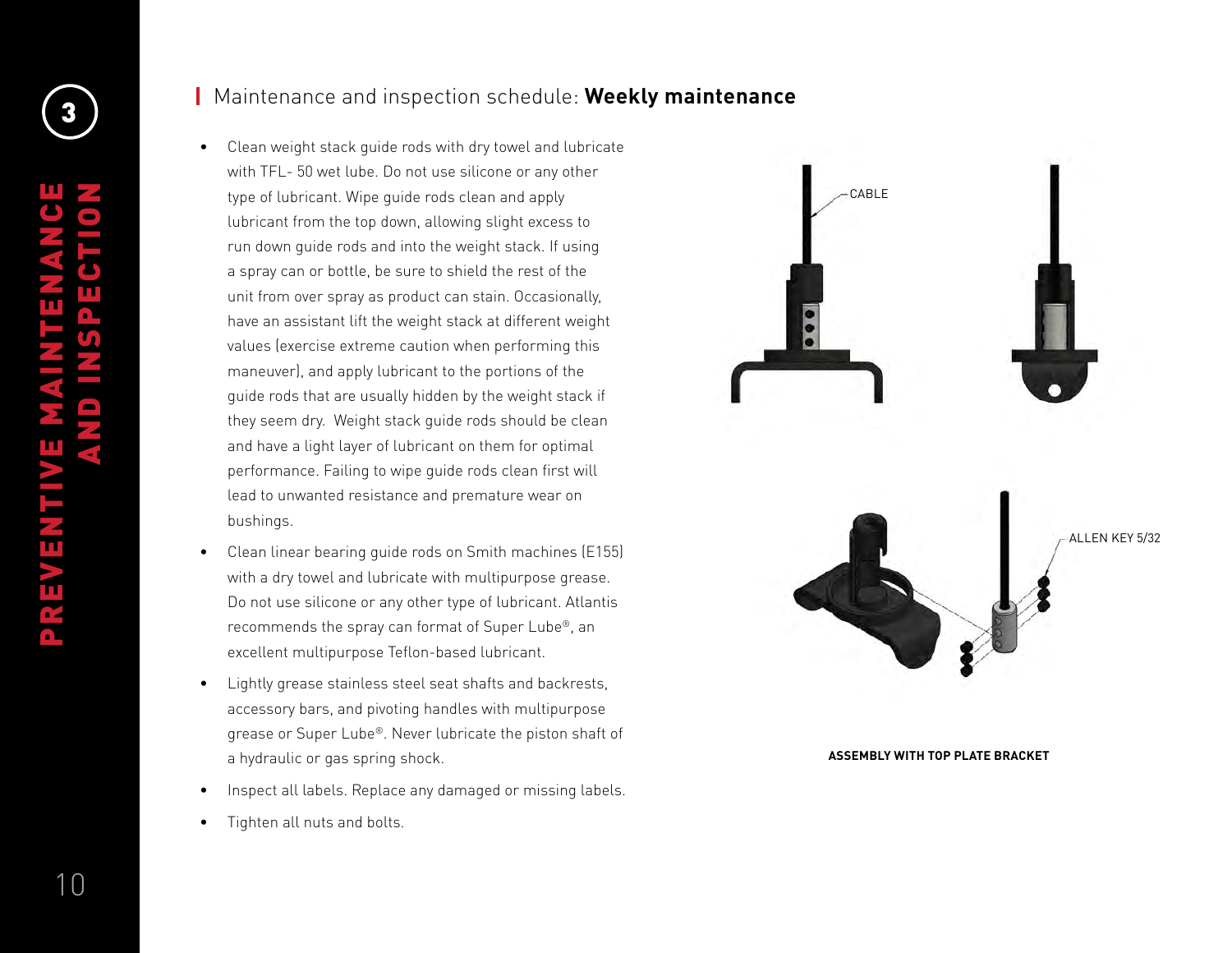## Maintenance and inspection schedule: **Weekly maintenance**

- Clean weight stack guide rods with dry towel and lubricate with TFL- 50 wet lube. Do not use silicone or any other type of lubricant. Wipe guide rods clean and apply lubricant from the top down, allowing slight excess to run down guide rods and into the weight stack. If using a spray can or bottle, be sure to shield the rest of the unit from over spray as product can stain. Occasionally, have an assistant lift the weight stack at different weight values (exercise extreme caution when performing this maneuver), and apply lubricant to the portions of the guide rods that are usually hidden by the weight stack if they seem dry. Weight stack guide rods should be clean and have a light layer of lubricant on them for optimal performance. Failing to wipe guide rods clean first will lead to unwanted resistance and premature wear on bushings.
- Clean linear bearing guide rods on Smith machines (E155) with a dry towel and lubricate with multipurpose grease. Do not use silicone or any other type of lubricant. Atlantis recommends the spray can format of Super Lube®, an excellent multipurpose Teflon-based lubricant.
- Lightly grease stainless steel seat shafts and backrests, accessory bars, and pivoting handles with multipurpose grease or Super Lube®. Never lubricate the piston shaft of a hydraulic or gas spring shock.
- Inspect all labels. Replace any damaged or missing labels.
- Tighten all nuts and bolts.

CABLE

ALLEN KEY 5/32

**ASSEMBLY WITH TOP PLATE BRACKET**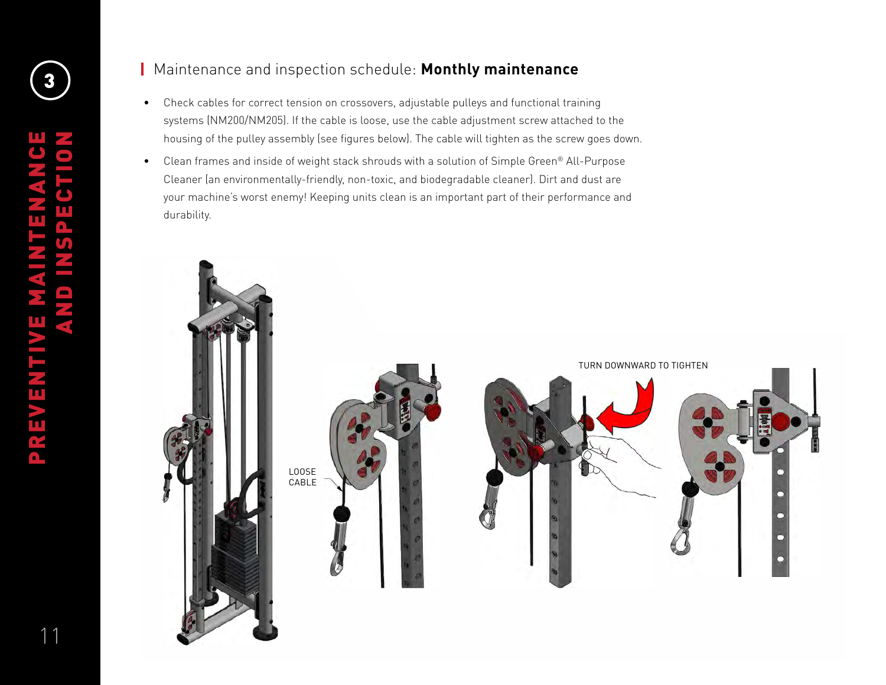## Maintenance and inspection schedule: **Monthly maintenance**

- Check cables for correct tension on crossovers, adjustable pulleys and functional training systems (NM200/NM205). If the cable is loose, use the cable adjustment screw attached to the housing of the pulley assembly (see figures below). The cable will tighten as the screw goes down.
- Clean frames and inside of weight stack shrouds with a solution of Simple Green® All-Purpose Cleaner (an environmentally-friendly, non-toxic, and biodegradable cleaner). Dirt and dust are your machine's worst enemy! Keeping units clean is an important part of their performance and durability.

LOOSE CABLE

TURN DOWNWARD TO TIGHTEN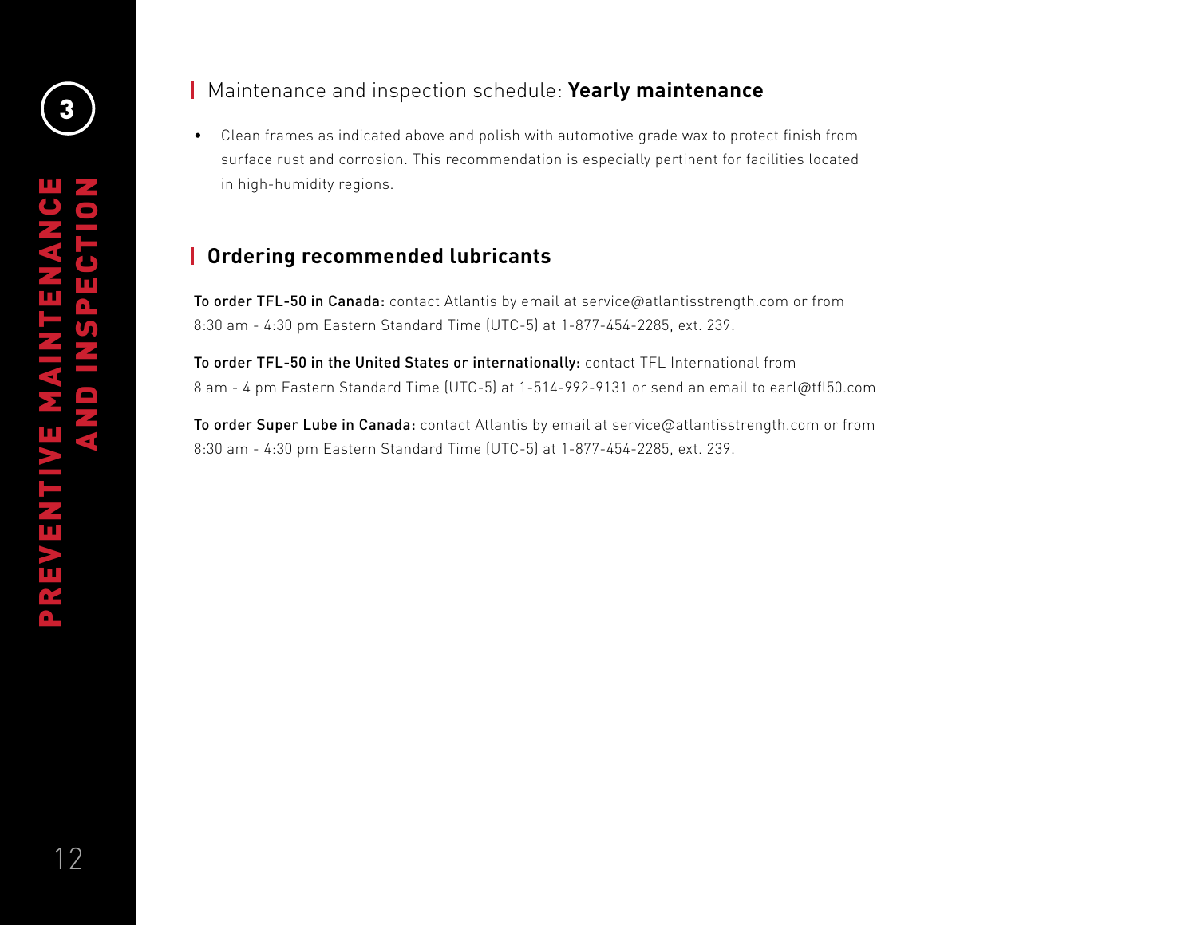## Maintenance and inspection schedule: **Yearly maintenance**

- Clean frames as indicated above and polish with automotive grade wax to protect finish from surface rust and corrosion. This recommendation is especially pertinent for facilities located in high-humidity regions.

## Ordering recommended lubricants

**To order TFL-50 in Canada:** contact Atlantis by email at service@atlantisstrength.com or from 8:30 am - 4:30 pm Eastern Standard Time (UTC-5) at 1-877-454-2285, ext. 239.

**To order TFL-50 in the United States or internationally:** contact TFL International from 8 am - 4 pm Eastern Standard Time (UTC-5) at 1-514-992-9131 or send an email to earl@tfl50.com

**To order Super Lube in Canada:** contact Atlantis by email at service@atlantisstrength.com or from 8:30 am - 4:30 pm Eastern Standard Time (UTC-5) at 1-877-454-2285, ext. 239.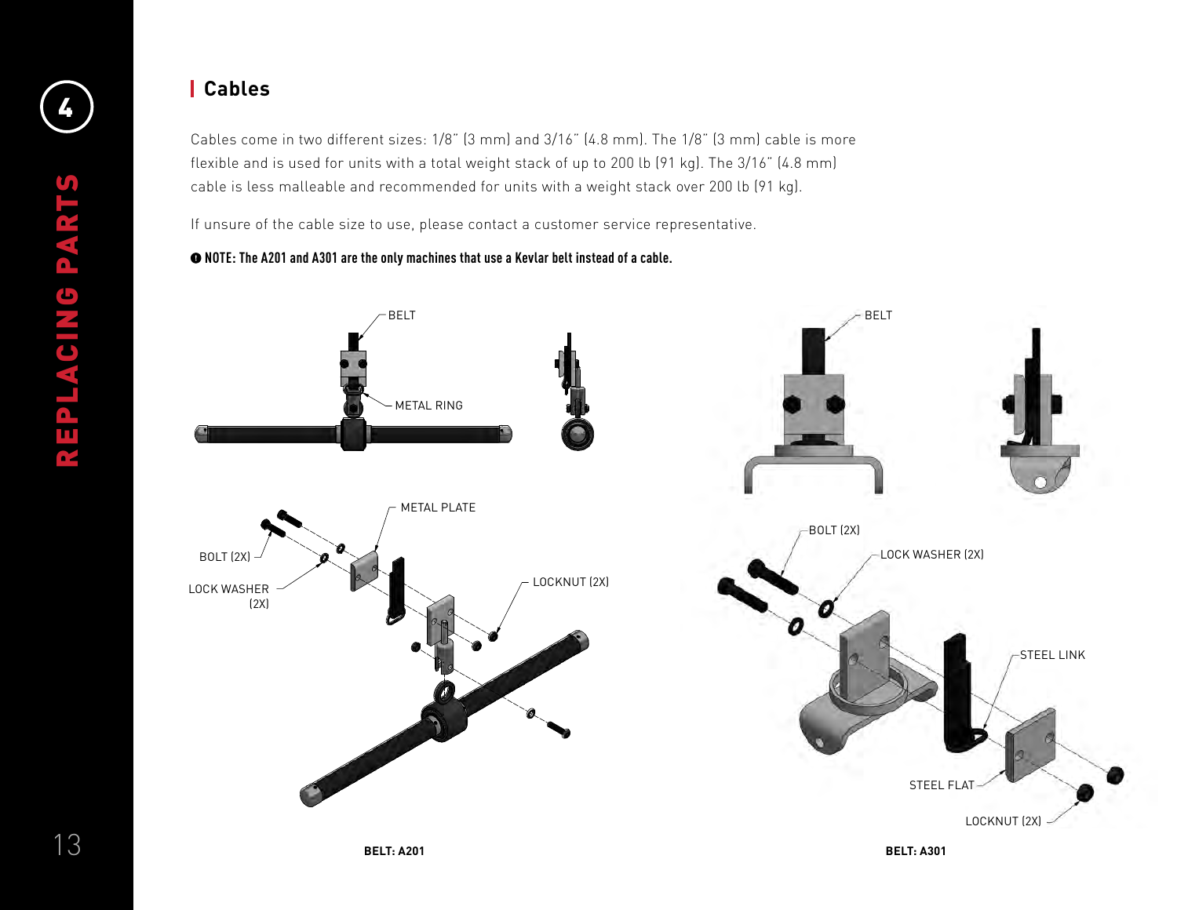## Cables

Cables come in two different sizes: 1/8" (3 mm) and 3/16" (4.8 mm). The 1/8" (3 mm) cable is more flexible and is used for units with a total weight stack of up to 200 lb (91 kg). The 3/16" (4.8 mm) cable is less malleable and recommended for units with a weight stack over 200 lb (91 kg).

If unsure of the cable size to use, please contact a customer service representative.

**❶ NOTE: The A201 and A301 are the only machines that use a Kevlar belt instead of a cable.**

BELT
METAL RING
METAL PLATE
BOLT (2X)
LOCK WASHER (2X)
LOCKNUT (2X)

**BELT: A201**

BELT
BOLT (2X)
LOCK WASHER (2X)
STEEL LINK
STEEL FLAT
LOCKNUT (2X)

**BELT: A301**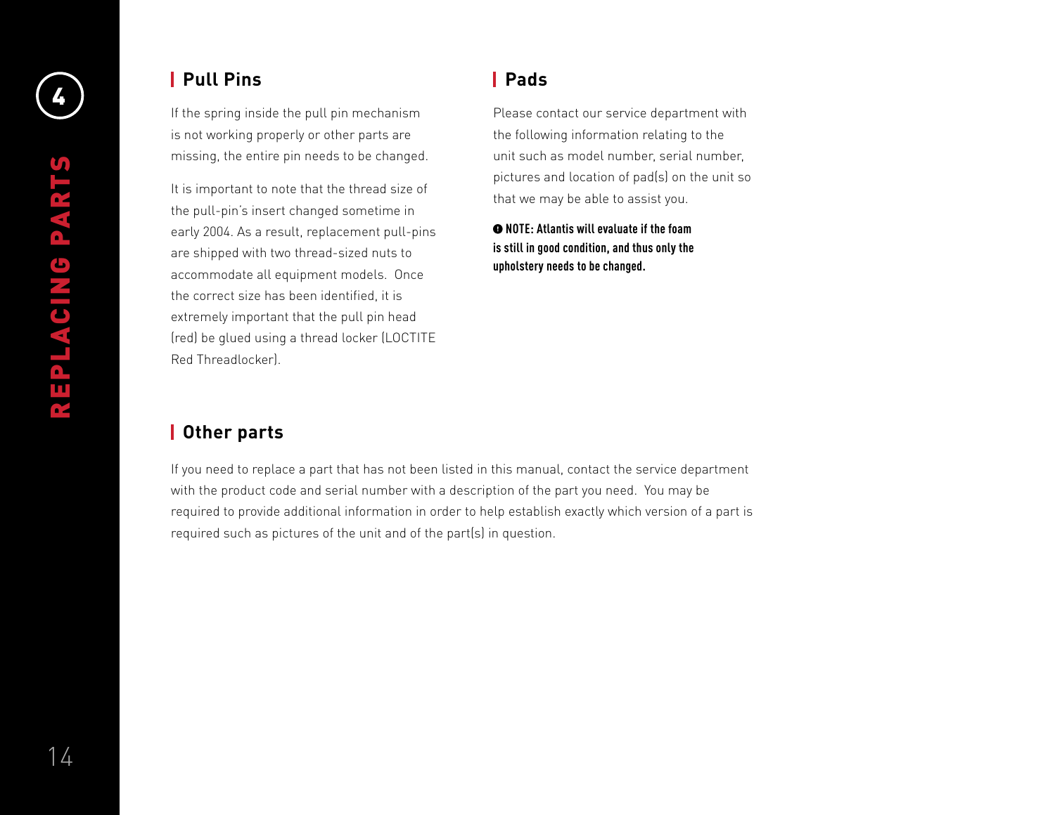## Pull Pins

If the spring inside the pull pin mechanism is not working properly or other parts are missing, the entire pin needs to be changed.

It is important to note that the thread size of the pull-pin's insert changed sometime in early 2004. As a result, replacement pull-pins are shipped with two thread-sized nuts to accommodate all equipment models. Once the correct size has been identified, it is extremely important that the pull pin head (red) be glued using a thread locker (LOCTITE Red Threadlocker).

## Pads

Please contact our service department with the following information relating to the unit such as model number, serial number, pictures and location of pad(s) on the unit so that we may be able to assist you.

**NOTE: Atlantis will evaluate if the foam is still in good condition, and thus only the upholstery needs to be changed.**

## Other parts

If you need to replace a part that has not been listed in this manual, contact the service department with the product code and serial number with a description of the part you need. You may be required to provide additional information in order to help establish exactly which version of a part is required such as pictures of the unit and of the part(s) in question.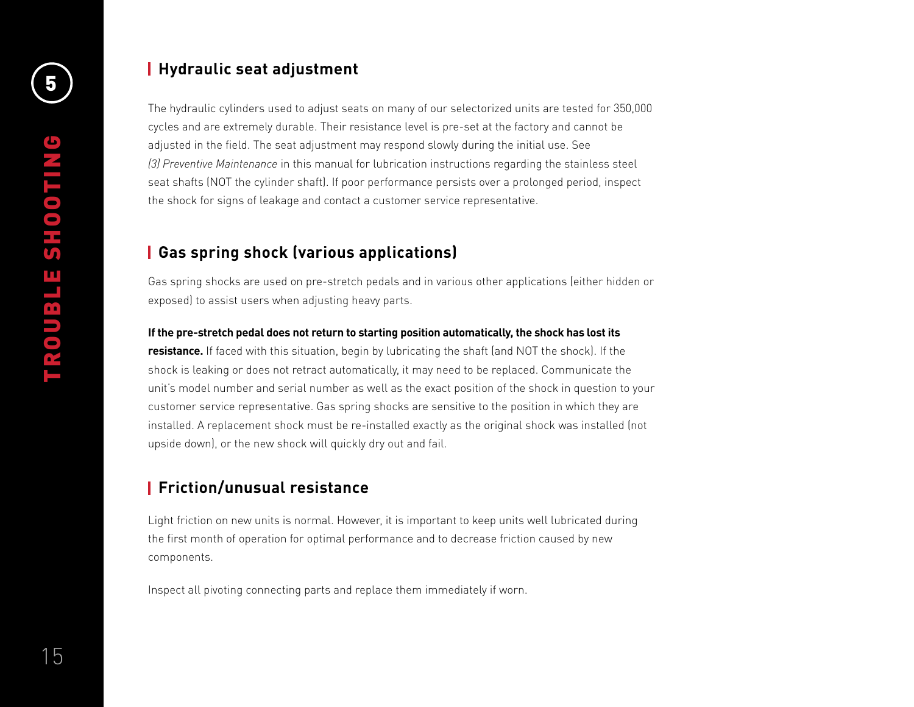## Hydraulic seat adjustment

The hydraulic cylinders used to adjust seats on many of our selectorized units are tested for 350,000 cycles and are extremely durable. Their resistance level is pre-set at the factory and cannot be adjusted in the field. The seat adjustment may respond slowly during the initial use. See *(3) Preventive Maintenance* in this manual for lubrication instructions regarding the stainless steel seat shafts (NOT the cylinder shaft). If poor performance persists over a prolonged period, inspect the shock for signs of leakage and contact a customer service representative.

## Gas spring shock (various applications)

Gas spring shocks are used on pre-stretch pedals and in various other applications (either hidden or exposed) to assist users when adjusting heavy parts.

**If the pre-stretch pedal does not return to starting position automatically, the shock has lost its resistance.** If faced with this situation, begin by lubricating the shaft (and NOT the shock). If the shock is leaking or does not retract automatically, it may need to be replaced. Communicate the unit's model number and serial number as well as the exact position of the shock in question to your customer service representative. Gas spring shocks are sensitive to the position in which they are installed. A replacement shock must be re-installed exactly as the original shock was installed (not upside down), or the new shock will quickly dry out and fail.

## Friction/unusual resistance

Light friction on new units is normal. However, it is important to keep units well lubricated during the first month of operation for optimal performance and to decrease friction caused by new components.

Inspect all pivoting connecting parts and replace them immediately if worn.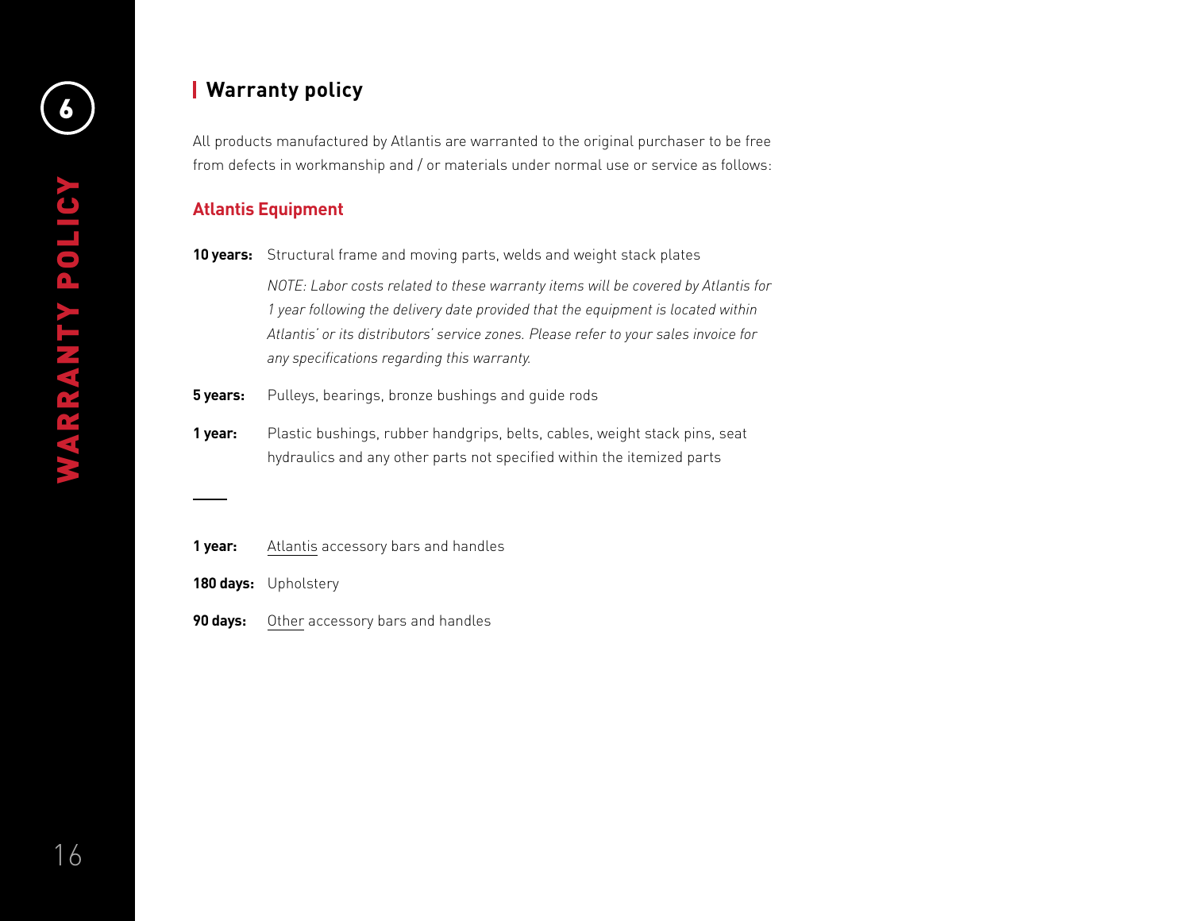## Warranty policy

All products manufactured by Atlantis are warranted to the original purchaser to be free from defects in workmanship and / or materials under normal use or service as follows:

### Atlantis Equipment

**10 years:** Structural frame and moving parts, welds and weight stack plates

*NOTE: Labor costs related to these warranty items will be covered by Atlantis for 1 year following the delivery date provided that the equipment is located within Atlantis' or its distributors' service zones. Please refer to your sales invoice for any specifications regarding this warranty.*

**5 years:** Pulleys, bearings, bronze bushings and guide rods

**1 year:** Plastic bushings, rubber handgrips, belts, cables, weight stack pins, seat hydraulics and any other parts not specified within the itemized parts

---

**1 year:** Atlantis accessory bars and handles

**180 days:** Upholstery

**90 days:** Other accessory bars and handles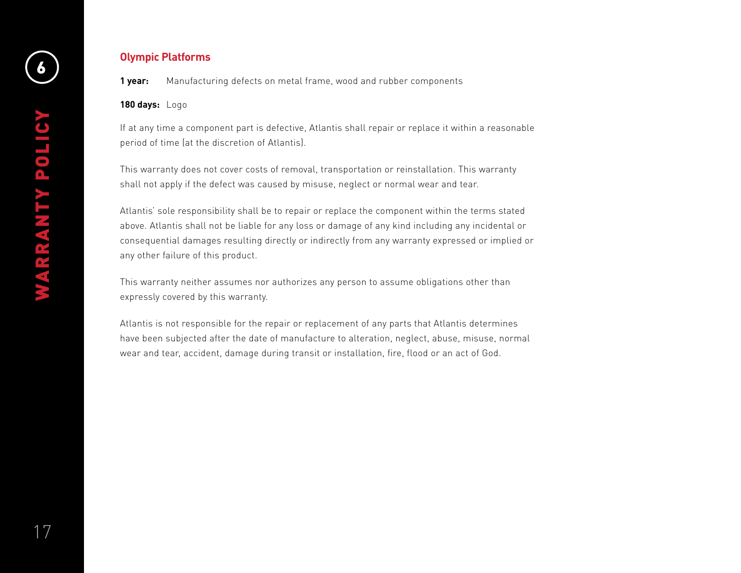## Olympic Platforms

**1 year:** Manufacturing defects on metal frame, wood and rubber components

**180 days:** Logo

If at any time a component part is defective, Atlantis shall repair or replace it within a reasonable period of time (at the discretion of Atlantis).

This warranty does not cover costs of removal, transportation or reinstallation. This warranty shall not apply if the defect was caused by misuse, neglect or normal wear and tear.

Atlantis' sole responsibility shall be to repair or replace the component within the terms stated above. Atlantis shall not be liable for any loss or damage of any kind including any incidental or consequential damages resulting directly or indirectly from any warranty expressed or implied or any other failure of this product.

This warranty neither assumes nor authorizes any person to assume obligations other than expressly covered by this warranty.

Atlantis is not responsible for the repair or replacement of any parts that Atlantis determines have been subjected after the date of manufacture to alteration, neglect, abuse, misuse, normal wear and tear, accident, damage during transit or installation, fire, flood or an act of God.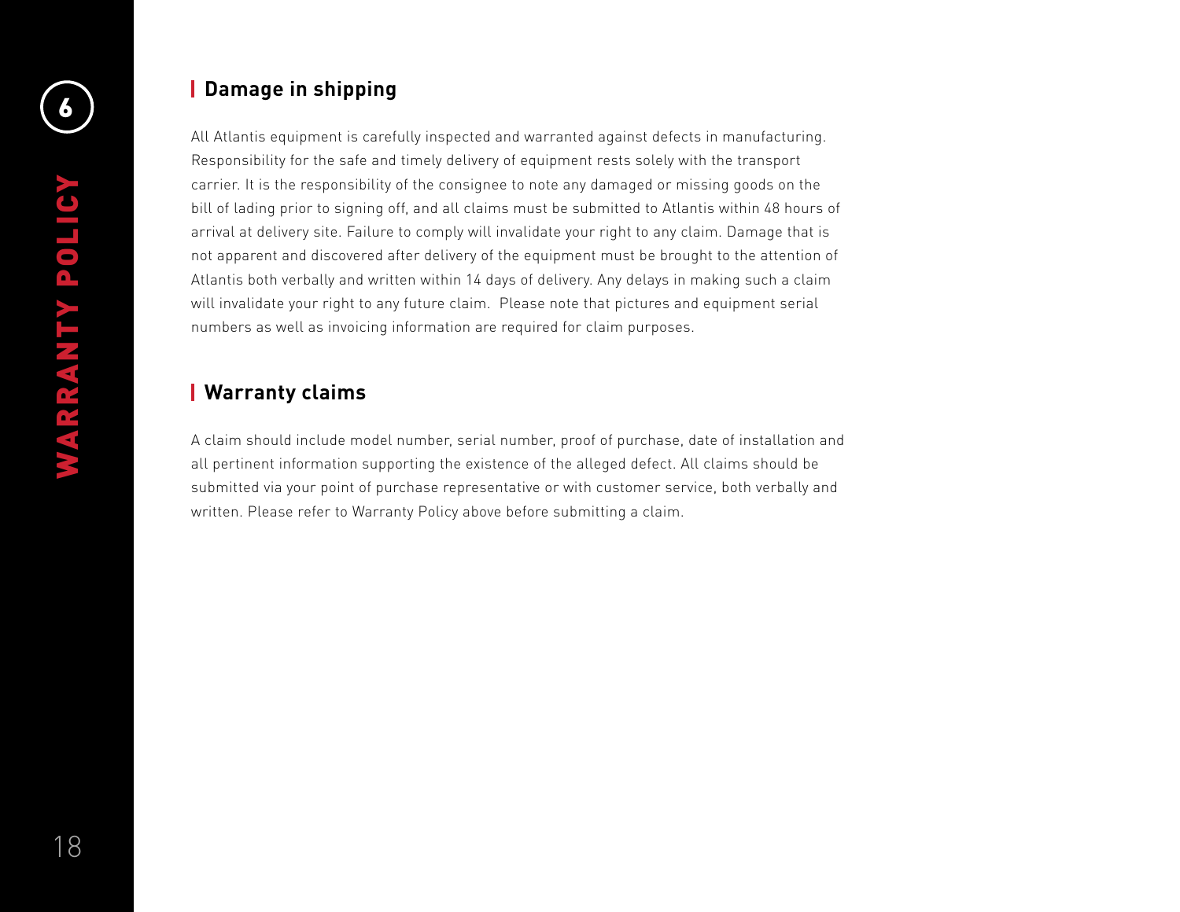## Damage in shipping

All Atlantis equipment is carefully inspected and warranted against defects in manufacturing. Responsibility for the safe and timely delivery of equipment rests solely with the transport carrier. It is the responsibility of the consignee to note any damaged or missing goods on the bill of lading prior to signing off, and all claims must be submitted to Atlantis within 48 hours of arrival at delivery site. Failure to comply will invalidate your right to any claim. Damage that is not apparent and discovered after delivery of the equipment must be brought to the attention of Atlantis both verbally and written within 14 days of delivery. Any delays in making such a claim will invalidate your right to any future claim. Please note that pictures and equipment serial numbers as well as invoicing information are required for claim purposes.

## Warranty claims

A claim should include model number, serial number, proof of purchase, date of installation and all pertinent information supporting the existence of the alleged defect. All claims should be submitted via your point of purchase representative or with customer service, both verbally and written. Please refer to Warranty Policy above before submitting a claim.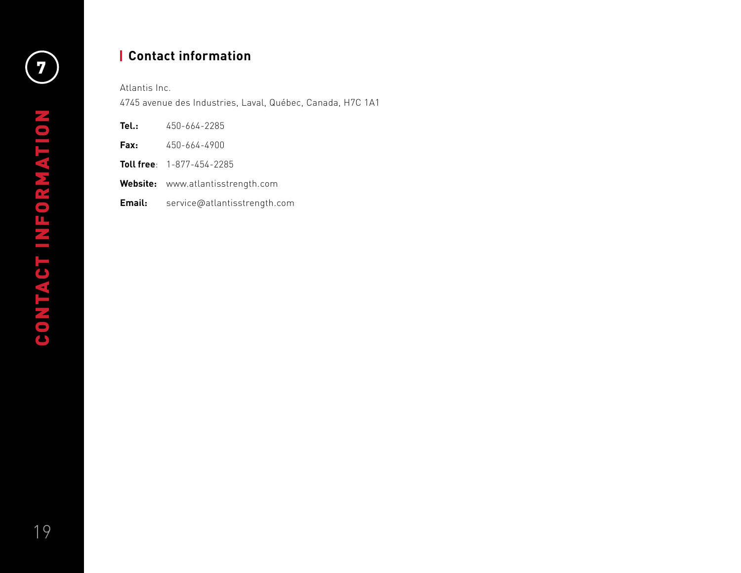## Contact information

Atlantis Inc.
4745 avenue des Industries, Laval, Québec, Canada, H7C 1A1

**Tel.:** 450-664-2285

**Fax:** 450-664-4900

**Toll free**: 1-877-454-2285

**Website:** www.atlantisstrength.com

**Email:** service@atlantisstrength.com